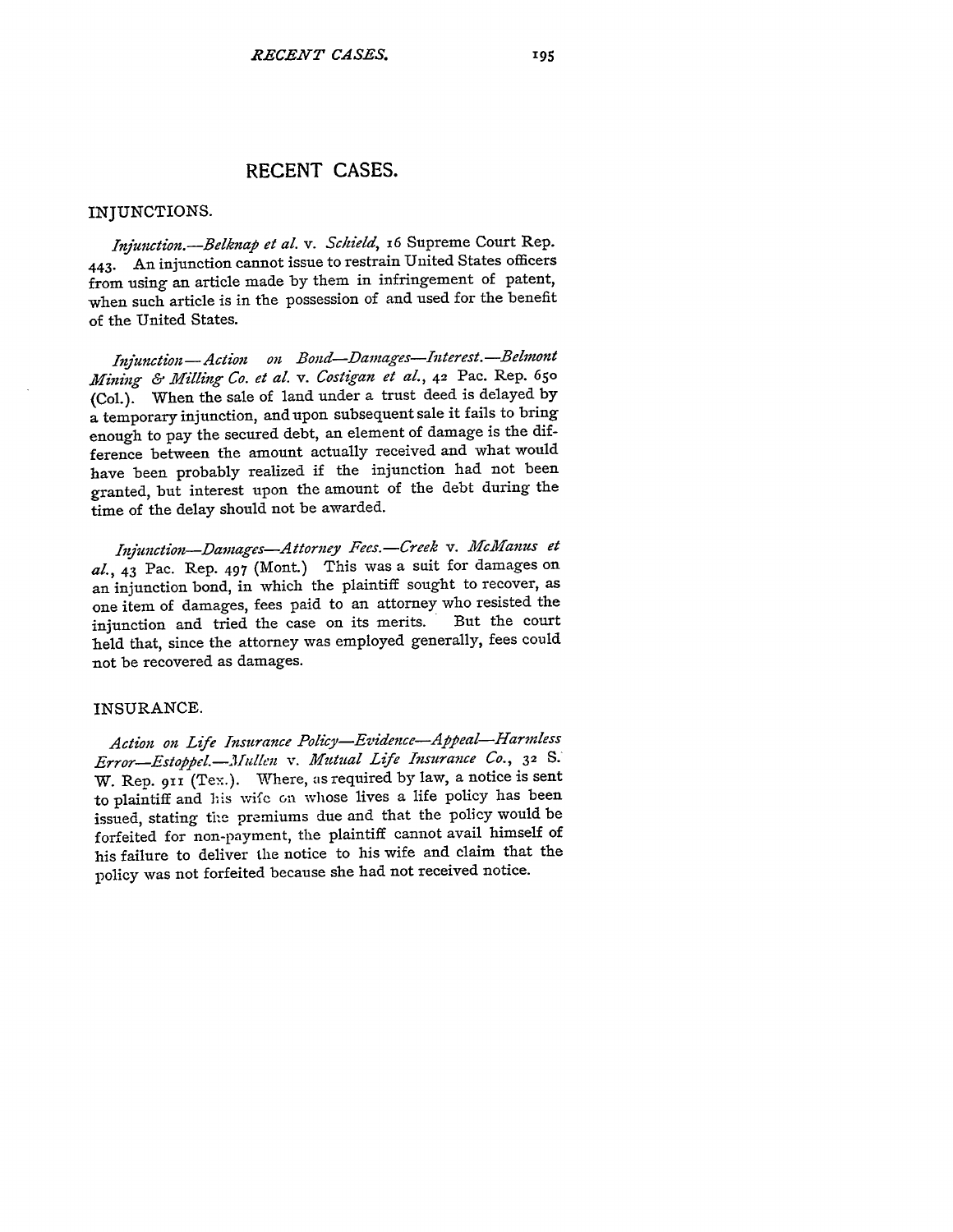# RECENT CASES.

## INJUNCTIONS.

*Injunction.—Belknap et al.* v. *Schield*, 16 Supreme Court Rep. 443. An injunction cannot issue to restrain United States officers from using an article made by them in infringement of patent, when such article is in the possession of and used for the benefit of the United States.

*Injunction—Action on Bond—Damages—Interest.—Belmont Mining & Milling Co. et al.* v. *Costigan et al.*, 42 Pac. Rep. 650 (Col.). When the sale of land under a trust deed is delayed by a temporary injunction, and upon subsequent sale it fails to bring enough to pay the secured debt, an element of damage is the difference between the amount actually received and what would have been probably realized if the injunction had not been granted, but interest upon the amount of the debt during the time of the delay should not be awarded.

*Injunction—Damages—Attorney Fees.—Creek* v. *McManus et al.*, 43 Pac. Rep. 497 (Mont.) This was a suit for damages on an injunction bond, in which the plaintiff sought to recover, as one item of damages, fees paid to an attorney who resisted the injunction and tried the case on its merits. But the court held that, since the attorney was employed generally, fees could not be recovered as damages.

## INSURANCE.

*Action on Life Insurance Policy—Evidence—Appeal—Harmless Error—Estoppel.—Mullen* v. *Mutual Life Insurance Co.*, 32 S. W. Rep. 911 (Tex.). Where, as required by law, a notice is sent to plaintiff and his wife on whose lives a life policy has been issued, stating the premiums due and that the policy would be forfeited for non-payment, the plaintiff cannot avail himself of his failure to deliver the notice to his wife and claim that the policy was not forfeited because she had not received notice.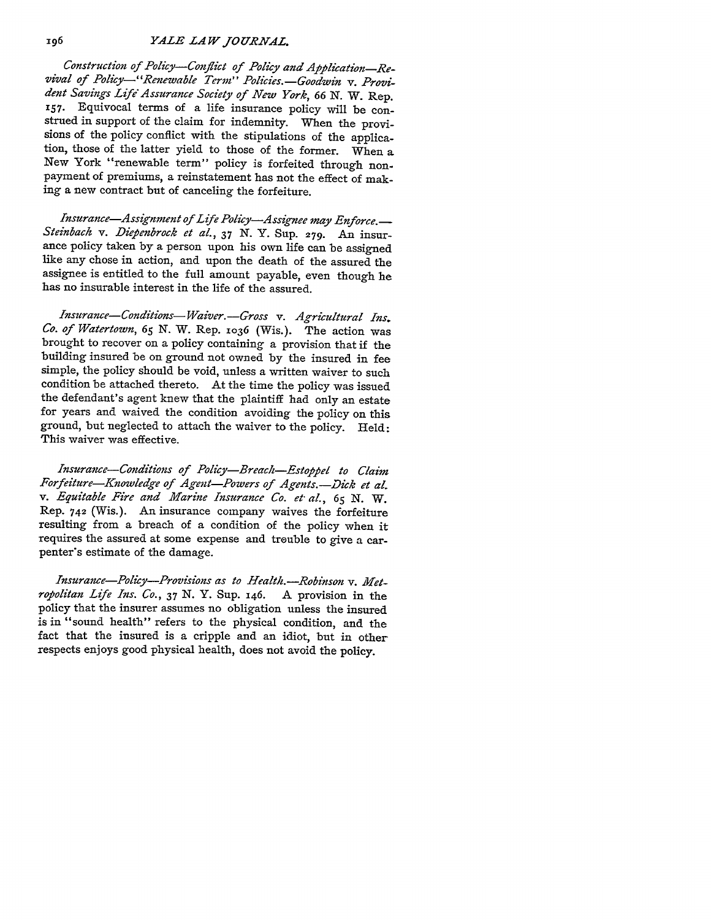*Construction of Policy—Conflict of Policy and Application—Revival of Policy—"Renewable Term" Policies.—Goodwin* v. *Provident Savings Life Assurance Society of New York*, 66 N. W. Rep. 157. Equivocal terms of a life insurance policy will be construed in support of the claim for indemnity. When the provisions of the policy conflict with the stipulations of the application, those of the latter yield to those of the former. When a New York "renewable term" policy is forfeited through non-payment of premiums, a reinstatement has not the effect of making a new contract but of canceling the forfeiture.

*Insurance—Assignment of Life Policy—Assignee may Enforce.—Steinbach* v. *Diepenbrock et al.*, 37 N. Y. Sup. 279. An insurance policy taken by a person upon his own life can be assigned like any chose in action, and upon the death of the assured the assignee is entitled to the full amount payable, even though he has no insurable interest in the life of the assured.

*Insurance—Conditions—Waiver.—Gross* v. *Agricultural Ins. Co. of Watertown*, 65 N. W. Rep. 1036 (Wis.). The action was brought to recover on a policy containing a provision that if the building insured be on ground not owned by the insured in fee simple, the policy should be void, unless a written waiver to such condition be attached thereto. At the time the policy was issued the defendant's agent knew that the plaintiff had only an estate for years and waived the condition avoiding the policy on this ground, but neglected to attach the waiver to the policy. Held: This waiver was effective.

*Insurance—Conditions of Policy—Breach—Estoppel to Claim Forfeiture—Knowledge of Agent—Powers of Agents.—Dick et al.* v. *Equitable Fire and Marine Insurance Co. et al.*, 65 N. W. Rep. 742 (Wis.). An insurance company waives the forfeiture resulting from a breach of a condition of the policy when it requires the assured at some expense and trouble to give a carpenter's estimate of the damage.

*Insurance—Policy—Provisions as to Health.—Robinson* v. *Metropolitan Life Ins. Co.*, 37 N. Y. Sup. 146. A provision in the policy that the insurer assumes no obligation unless the insured is in "sound health" refers to the physical condition, and the fact that the insured is a cripple and an idiot, but in other respects enjoys good physical health, does not avoid the policy.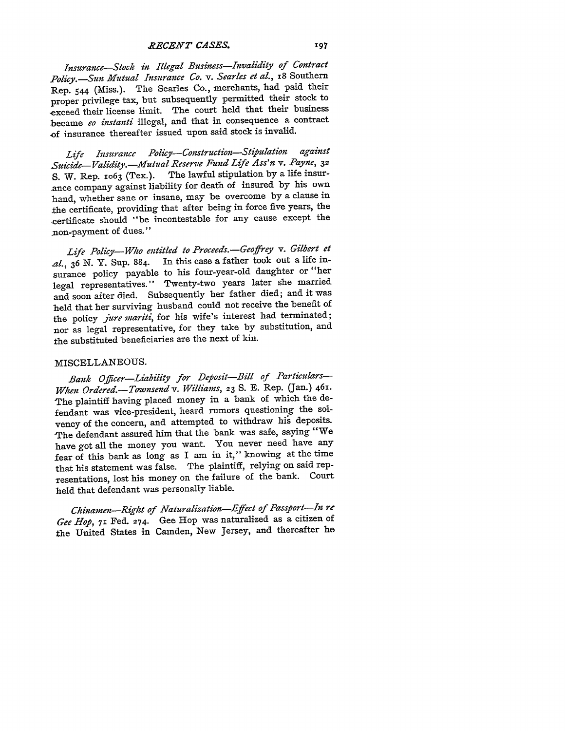*Insurance—Stock in Illegal Business—Invalidity of Contract Policy.*—*Sun Mutual Insurance Co.* v. *Searles et al.*, 18 Southern Rep. 544 (Miss.). The Searles Co., merchants, had paid their proper privilege tax, but subsequently permitted their stock to exceed their license limit. The court held that their business became *eo instanti* illegal, and that in consequence a contract of insurance thereafter issued upon said stock is invalid.

*Life Insurance Policy—Construction—Stipulation against Suicide—Validity.*—*Mutual Reserve Fund Life Ass'n* v. *Payne*, 32 S. W. Rep. 1063 (Tex.). The lawful stipulation by a life insurance company against liability for death of insured by his own hand, whether sane or insane, may be overcome by a clause in the certificate, providing that after being in force five years, the certificate should "be incontestable for any cause except the non-payment of dues."

*Life Policy—Who entitled to Proceeds.*—*Geoffrey* v. *Gilbert et al.*, 36 N. Y. Sup. 884. In this case a father took out a life insurance policy payable to his four-year-old daughter or "her legal representatives." Twenty-two years later she married and soon after died. Subsequently her father died; and it was held that her surviving husband could not receive the benefit of the policy *jure mariti*, for his wife's interest had terminated; nor as legal representative, for they take by substitution, and the substituted beneficiaries are the next of kin.

## MISCELLANEOUS.

*Bank Officer—Liability for Deposit—Bill of Particulars—When Ordered.*—*Townsend* v. *Williams*, 23 S. E. Rep. (Jan.) 461. The plaintiff having placed money in a bank of which the defendant was vice-president, heard rumors questioning the solvency of the concern, and attempted to withdraw his deposits. The defendant assured him that the bank was safe, saying "We have got all the money you want. You never need have any fear of this bank as long as I am in it," knowing at the time that his statement was false. The plaintiff, relying on said representations, lost his money on the failure of the bank. Court held that defendant was personally liable.

*Chinamen—Right of Naturalization—Effect of Passport—In re Gee Hop*, 71 Fed. 274. Gee Hop was naturalized as a citizen of the United States in Camden, New Jersey, and thereafter he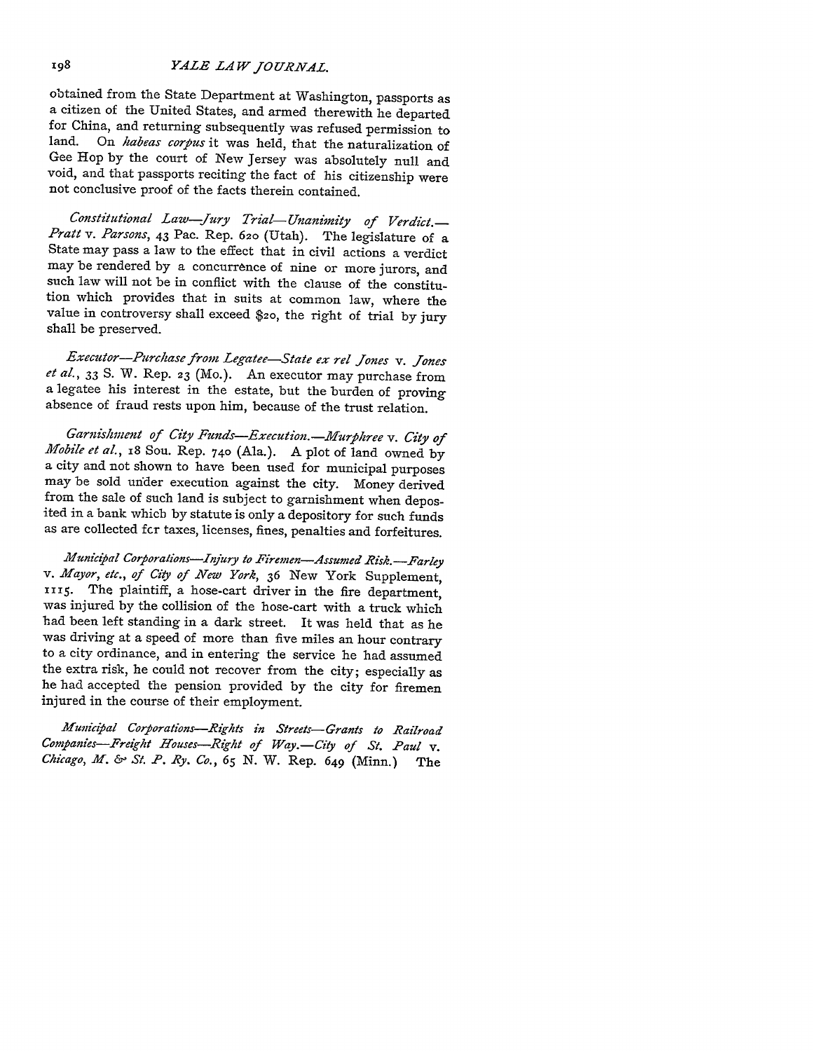obtained from the State Department at Washington, passports as a citizen of the United States, and armed therewith he departed for China, and returning subsequently was refused permission to land. On *habeas corpus* it was held, that the naturalization of Gee Hop by the court of New Jersey was absolutely null and void, and that passports reciting the fact of his citizenship were not conclusive proof of the facts therein contained.

*Constitutional Law—Jury Trial—Unanimity of Verdict.—Pratt* v. *Parsons*, 43 Pac. Rep. 620 (Utah). The legislature of a State may pass a law to the effect that in civil actions a verdict may be rendered by a concurrence of nine or more jurors, and such law will not be in conflict with the clause of the constitution which provides that in suits at common law, where the value in controversy shall exceed $20, the right of trial by jury shall be preserved.

*Executor—Purchase from Legatee—State ex rel Jones* v. *Jones et al.*, 33 S. W. Rep. 23 (Mo.). An executor may purchase from a legatee his interest in the estate, but the burden of proving absence of fraud rests upon him, because of the trust relation.

*Garnishment of City Funds—Execution.—Murphree* v. *City of Mobile et al.*, 18 Sou. Rep. 740 (Ala.). A plot of land owned by a city and not shown to have been used for municipal purposes may be sold under execution against the city. Money derived from the sale of such land is subject to garnishment when deposited in a bank which by statute is only a depository for such funds as are collected fcr taxes, licenses, fines, penalties and forfeitures.

*Municipal Corporations—Injury to Firemen—Assumed Risk.—Farley* v. *Mayor, etc., of City of New York*, 36 New York Supplement, 1115. The plaintiff, a hose-cart driver in the fire department, was injured by the collision of the hose-cart with a truck which had been left standing in a dark street. It was held that as he was driving at a speed of more than five miles an hour contrary to a city ordinance, and in entering the service he had assumed the extra risk, he could not recover from the city; especially as he had accepted the pension provided by the city for firemen injured in the course of their employment.

*Municipal Corporations—Rights in Streets—Grants to Railroad Companies—Freight Houses—Right of Way.—City of St. Paul* v. *Chicago, M. & St. P. Ry. Co.*, 65 N. W. Rep. 649 (Minn.) The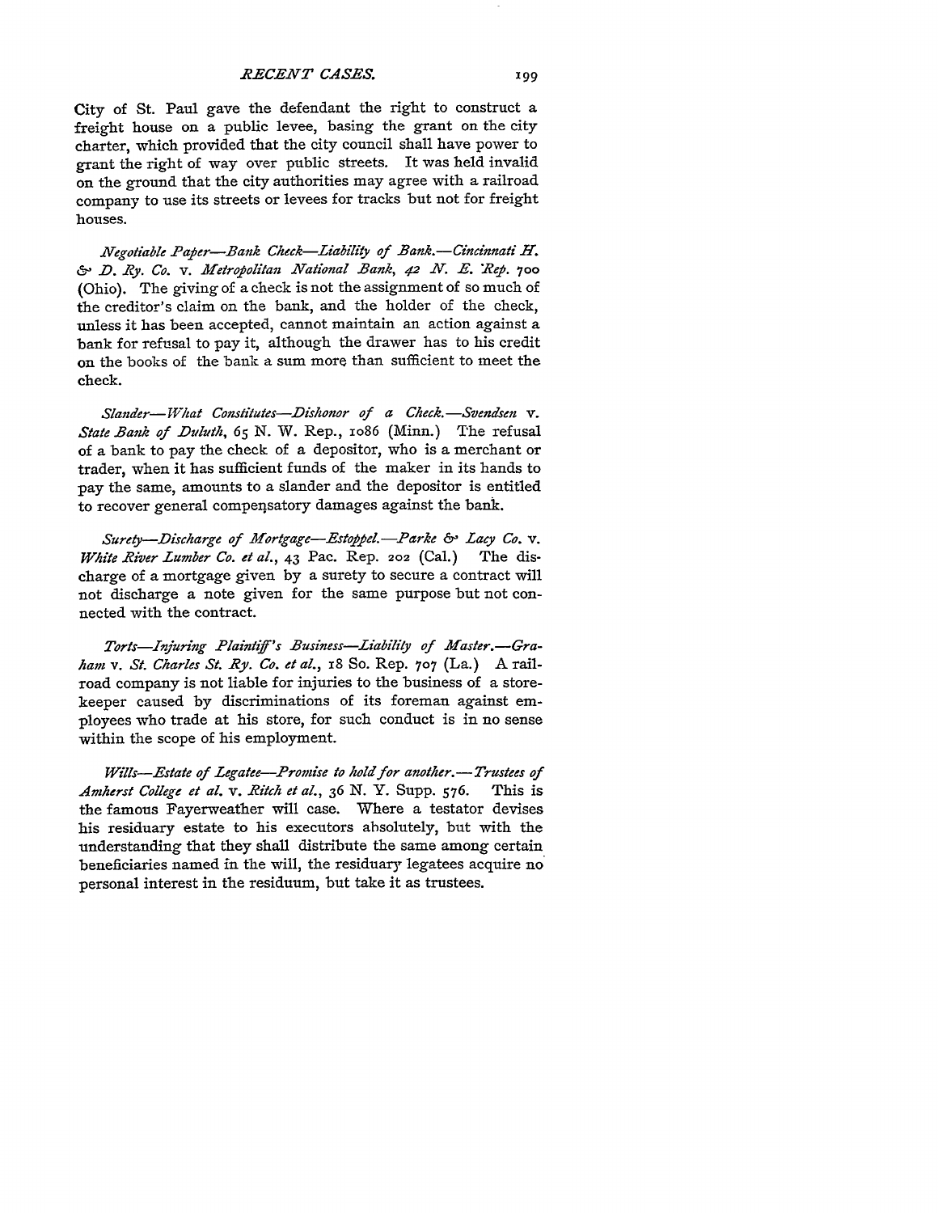City of St. Paul gave the defendant the right to construct a freight house on a public levee, basing the grant on the city charter, which provided that the city council shall have power to grant the right of way over public streets. It was held invalid on the ground that the city authorities may agree with a railroad company to use its streets or levees for tracks but not for freight houses.

*Negotiable Paper—Bank Check—Liability of Bank.—Cincinnati H. & D. Ry. Co.* v. *Metropolitan National Bank, 42 N. E. Rep.* 700 (Ohio). The giving of a check is not the assignment of so much of the creditor's claim on the bank, and the holder of the check, unless it has been accepted, cannot maintain an action against a bank for refusal to pay it, although the drawer has to his credit on the books of the bank a sum more than sufficient to meet the check.

*Slander—What Constitutes—Dishonor of a Check.—Svendsen* v. *State Bank of Duluth*, 65 N. W. Rep., 1086 (Minn.) The refusal of a bank to pay the check of a depositor, who is a merchant or trader, when it has sufficient funds of the maker in its hands to pay the same, amounts to a slander and the depositor is entitled to recover general compensatory damages against the bank.

*Surety—Discharge of Mortgage—Estoppel.—Parke & Lacy Co.* v. *White River Lumber Co. et al.*, 43 Pac. Rep. 202 (Cal.) The discharge of a mortgage given by a surety to secure a contract will not discharge a note given for the same purpose but not connected with the contract.

*Torts—Injuring Plaintiff's Business—Liability of Master.—Graham* v. *St. Charles St. Ry. Co. et al.*, 18 So. Rep. 707 (La.) A railroad company is not liable for injuries to the business of a storekeeper caused by discriminations of its foreman against employees who trade at his store, for such conduct is in no sense within the scope of his employment.

*Wills—Estate of Legatee—Promise to hold for another.—Trustees of Amherst College et al.* v. *Ritch et al.*, 36 N. Y. Supp. 576. This is the famous Fayerweather will case. Where a testator devises his residuary estate to his executors absolutely, but with the understanding that they shall distribute the same among certain beneficiaries named in the will, the residuary legatees acquire no personal interest in the residuum, but take it as trustees.